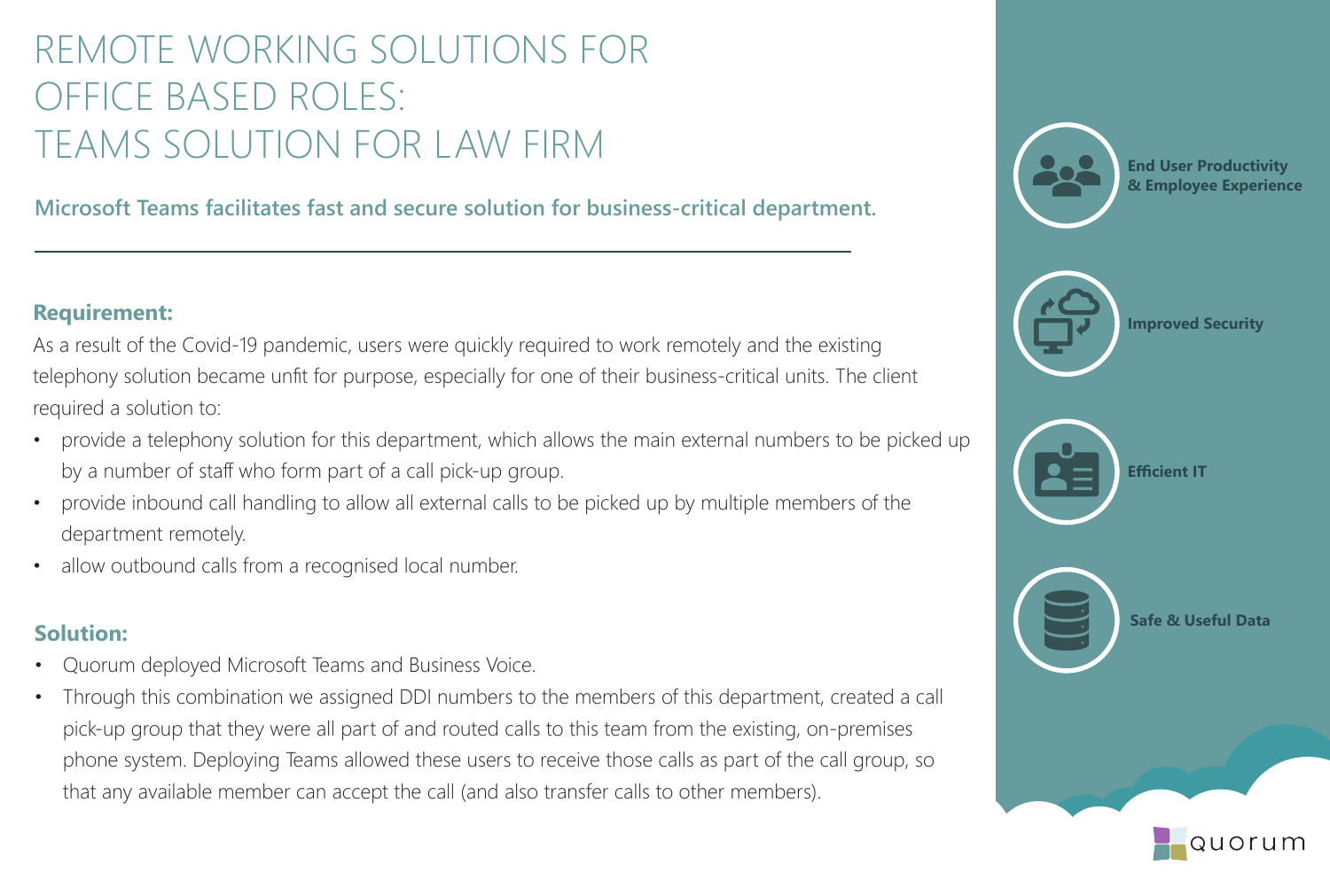# REMOTE WORKING SOLUTIONS FOR OFFICE BASED ROLES: TEAMS SOLUTION FOR LAW FIRM

**Microsoft Teams facilitates fast and secure solution for business-critical department.**

---

## Requirement:

As a result of the Covid-19 pandemic, users were quickly required to work remotely and the existing telephony solution became unfit for purpose, especially for one of their business-critical units. The client required a solution to:

- provide a telephony solution for this department, which allows the main external numbers to be picked up by a number of staff who form part of a call pick-up group.
- provide inbound call handling to allow all external calls to be picked up by multiple members of the department remotely.
- allow outbound calls from a recognised local number.

## Solution:

- Quorum deployed Microsoft Teams and Business Voice.
- Through this combination we assigned DDI numbers to the members of this department, created a call pick-up group that they were all part of and routed calls to this team from the existing, on-premises phone system. Deploying Teams allowed these users to receive those calls as part of the call group, so that any available member can accept the call (and also transfer calls to other members).

**End User Productivity & Employee Experience**

**Improved Security**

**Efficient IT**

**Safe & Useful Data**

quorum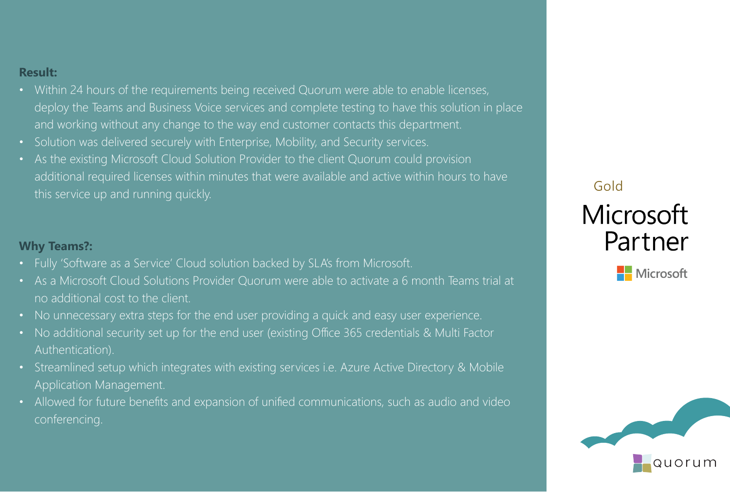**Result:**

- Within 24 hours of the requirements being received Quorum were able to enable licenses, deploy the Teams and Business Voice services and complete testing to have this solution in place and working without any change to the way end customer contacts this department.
- Solution was delivered securely with Enterprise, Mobility, and Security services.
- As the existing Microsoft Cloud Solution Provider to the client Quorum could provision additional required licenses within minutes that were available and active within hours to have this service up and running quickly.

**Why Teams?:**

- Fully 'Software as a Service' Cloud solution backed by SLA's from Microsoft.
- As a Microsoft Cloud Solutions Provider Quorum were able to activate a 6 month Teams trial at no additional cost to the client.
- No unnecessary extra steps for the end user providing a quick and easy user experience.
- No additional security set up for the end user (existing Office 365 credentials & Multi Factor Authentication).
- Streamlined setup which integrates with existing services i.e. Azure Active Directory & Mobile Application Management.
- Allowed for future benefits and expansion of unified communications, such as audio and video conferencing.

Gold

Microsoft Partner

Microsoft

quorum